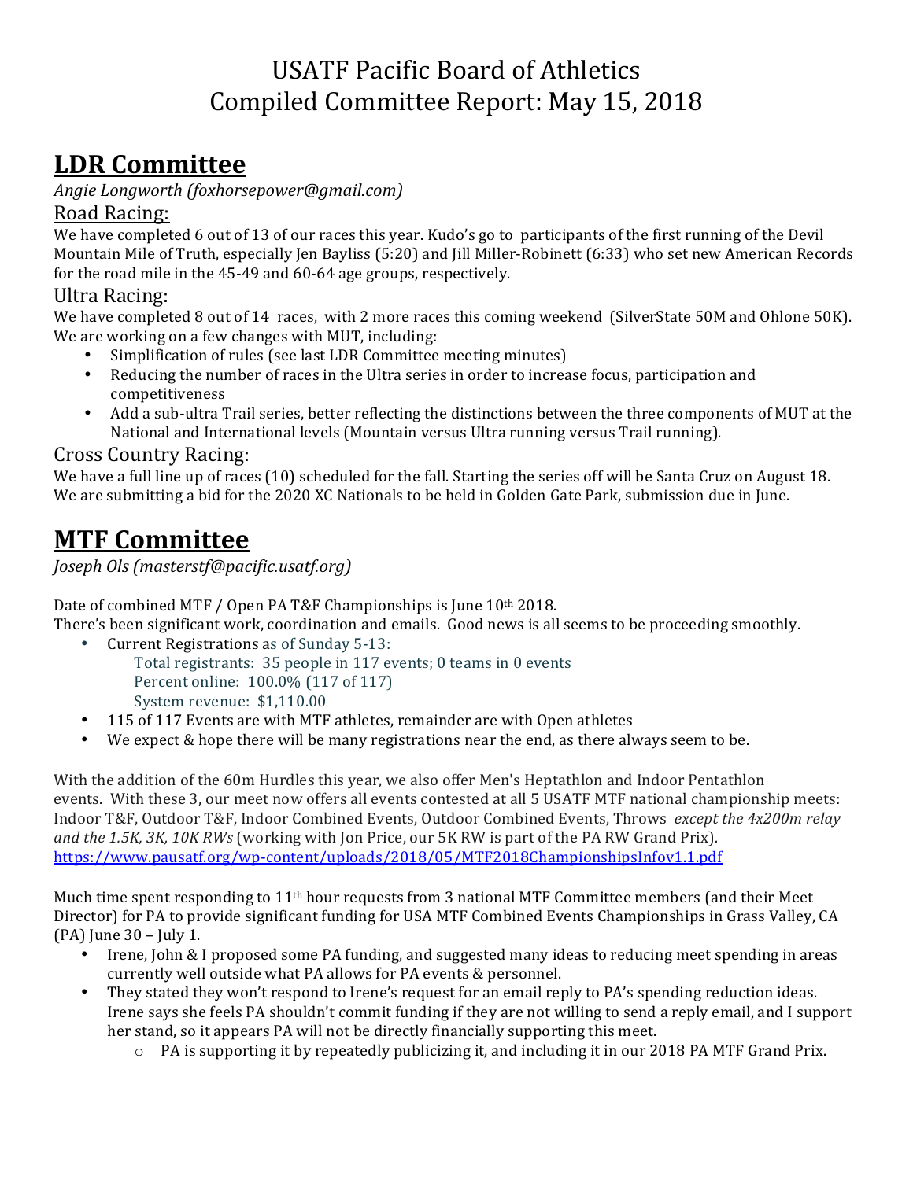# USATF Pacific Board of Athletics
# Compiled Committee Report: May 15, 2018

## LDR Committee

*Angie Longworth (foxhorsepower@gmail.com)*

### Road Racing:

We have completed 6 out of 13 of our races this year. Kudo's go to participants of the first running of the Devil Mountain Mile of Truth, especially Jen Bayliss (5:20) and Jill Miller-Robinett (6:33) who set new American Records for the road mile in the 45-49 and 60-64 age groups, respectively.

### Ultra Racing:

We have completed 8 out of 14 races, with 2 more races this coming weekend (SilverState 50M and Ohlone 50K). We are working on a few changes with MUT, including:

- Simplification of rules (see last LDR Committee meeting minutes)
- Reducing the number of races in the Ultra series in order to increase focus, participation and competitiveness
- Add a sub-ultra Trail series, better reflecting the distinctions between the three components of MUT at the National and International levels (Mountain versus Ultra running versus Trail running).

### Cross Country Racing:

We have a full line up of races (10) scheduled for the fall. Starting the series off will be Santa Cruz on August 18. We are submitting a bid for the 2020 XC Nationals to be held in Golden Gate Park, submission due in June.

## MTF Committee

*Joseph Ols (masterstf@pacific.usatf.org)*

Date of combined MTF / Open PA T&F Championships is June 10th 2018.

There's been significant work, coordination and emails. Good news is all seems to be proceeding smoothly.

- Current Registrations as of Sunday 5-13:
  - Total registrants: 35 people in 117 events; 0 teams in 0 events
  - Percent online: 100.0% (117 of 117)
  - System revenue: $1,110.00
- 115 of 117 Events are with MTF athletes, remainder are with Open athletes
- We expect & hope there will be many registrations near the end, as there always seem to be.

With the addition of the 60m Hurdles this year, we also offer Men's Heptathlon and Indoor Pentathlon events. With these 3, our meet now offers all events contested at all 5 USATF MTF national championship meets: Indoor T&F, Outdoor T&F, Indoor Combined Events, Outdoor Combined Events, Throws *except the 4x200m relay and the 1.5K, 3K, 10K RWs* (working with Jon Price, our 5K RW is part of the PA RW Grand Prix).
https://www.pausatf.org/wp-content/uploads/2018/05/MTF2018ChampionshipsInfov1.1.pdf

Much time spent responding to 11th hour requests from 3 national MTF Committee members (and their Meet Director) for PA to provide significant funding for USA MTF Combined Events Championships in Grass Valley, CA (PA) June 30 – July 1.

- Irene, John & I proposed some PA funding, and suggested many ideas to reducing meet spending in areas currently well outside what PA allows for PA events & personnel.
- They stated they won't respond to Irene's request for an email reply to PA's spending reduction ideas. Irene says she feels PA shouldn't commit funding if they are not willing to send a reply email, and I support her stand, so it appears PA will not be directly financially supporting this meet.
  - PA is supporting it by repeatedly publicizing it, and including it in our 2018 PA MTF Grand Prix.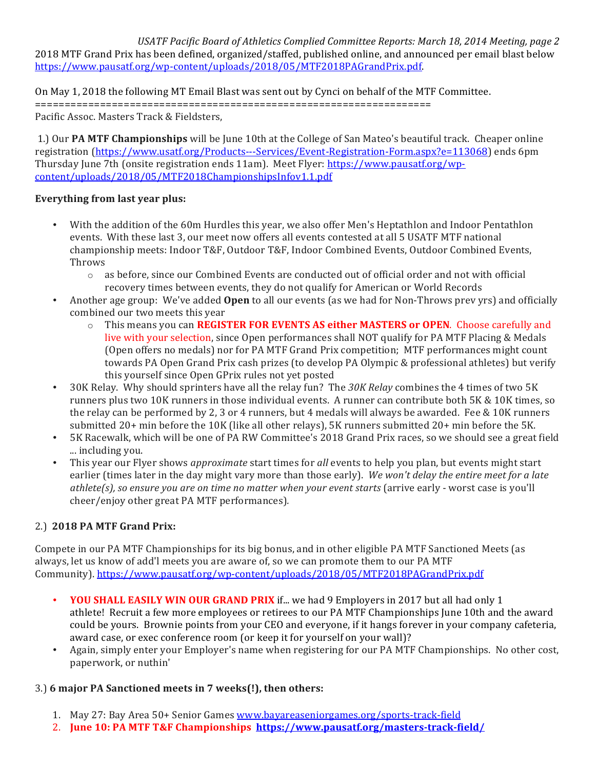2018 MTF Grand Prix has been defined, organized/staffed, published online, and announced per email blast below https://www.pausatf.org/wp-content/uploads/2018/05/MTF2018PAGrandPrix.pdf.

On May 1, 2018 the following MT Email Blast was sent out by Cynci on behalf of the MTF Committee.

==================================================================

Pacific Assoc. Masters Track & Fieldsters,

1.) Our **PA MTF Championships** will be June 10th at the College of San Mateo's beautiful track. Cheaper online registration (https://www.usatf.org/Products---Services/Event-Registration-Form.aspx?e=113068) ends 6pm Thursday June 7th (onsite registration ends 11am). Meet Flyer: https://www.pausatf.org/wp-content/uploads/2018/05/MTF2018ChampionshipsInfov1.1.pdf

**Everything from last year plus:**

- With the addition of the 60m Hurdles this year, we also offer Men's Heptathlon and Indoor Pentathlon events. With these last 3, our meet now offers all events contested at all 5 USATF MTF national championship meets: Indoor T&F, Outdoor T&F, Indoor Combined Events, Outdoor Combined Events, Throws
  - as before, since our Combined Events are conducted out of official order and not with official recovery times between events, they do not qualify for American or World Records
- Another age group: We've added **Open** to all our events (as we had for Non-Throws prev yrs) and officially combined our two meets this year
  - This means you can **REGISTER FOR EVENTS AS either MASTERS or OPEN**. Choose carefully and live with your selection, since Open performances shall NOT qualify for PA MTF Placing & Medals (Open offers no medals) nor for PA MTF Grand Prix competition; MTF performances might count towards PA Open Grand Prix cash prizes (to develop PA Olympic & professional athletes) but verify this yourself since Open GPrix rules not yet posted
- 30K Relay. Why should sprinters have all the relay fun? The *30K Relay* combines the 4 times of two 5K runners plus two 10K runners in those individual events. A runner can contribute both 5K & 10K times, so the relay can be performed by 2, 3 or 4 runners, but 4 medals will always be awarded. Fee & 10K runners submitted 20+ min before the 10K (like all other relays), 5K runners submitted 20+ min before the 5K.
- 5K Racewalk, which will be one of PA RW Committee's 2018 Grand Prix races, so we should see a great field ... including you.
- This year our Flyer shows *approximate* start times for *all* events to help you plan, but events might start earlier (times later in the day might vary more than those early). *We won't delay the entire meet for a late athlete(s), so ensure you are on time no matter when your event starts* (arrive early - worst case is you'll cheer/enjoy other great PA MTF performances).

2.) **2018 PA MTF Grand Prix:**

Compete in our PA MTF Championships for its big bonus, and in other eligible PA MTF Sanctioned Meets (as always, let us know of add'l meets you are aware of, so we can promote them to our PA MTF Community). https://www.pausatf.org/wp-content/uploads/2018/05/MTF2018PAGrandPrix.pdf

- **YOU SHALL EASILY WIN OUR GRAND PRIX** if... we had 9 Employers in 2017 but all had only 1 athlete! Recruit a few more employees or retirees to our PA MTF Championships June 10th and the award could be yours. Brownie points from your CEO and everyone, if it hangs forever in your company cafeteria, award case, or exec conference room (or keep it for yourself on your wall)?
- Again, simply enter your Employer's name when registering for our PA MTF Championships. No other cost, paperwork, or nuthin'

3.) **6 major PA Sanctioned meets in 7 weeks(!), then others:**

1. May 27: Bay Area 50+ Senior Games www.bayareaseniorgames.org/sports-track-field
2. **June 10: PA MTF T&F Championships https://www.pausatf.org/masters-track-field/**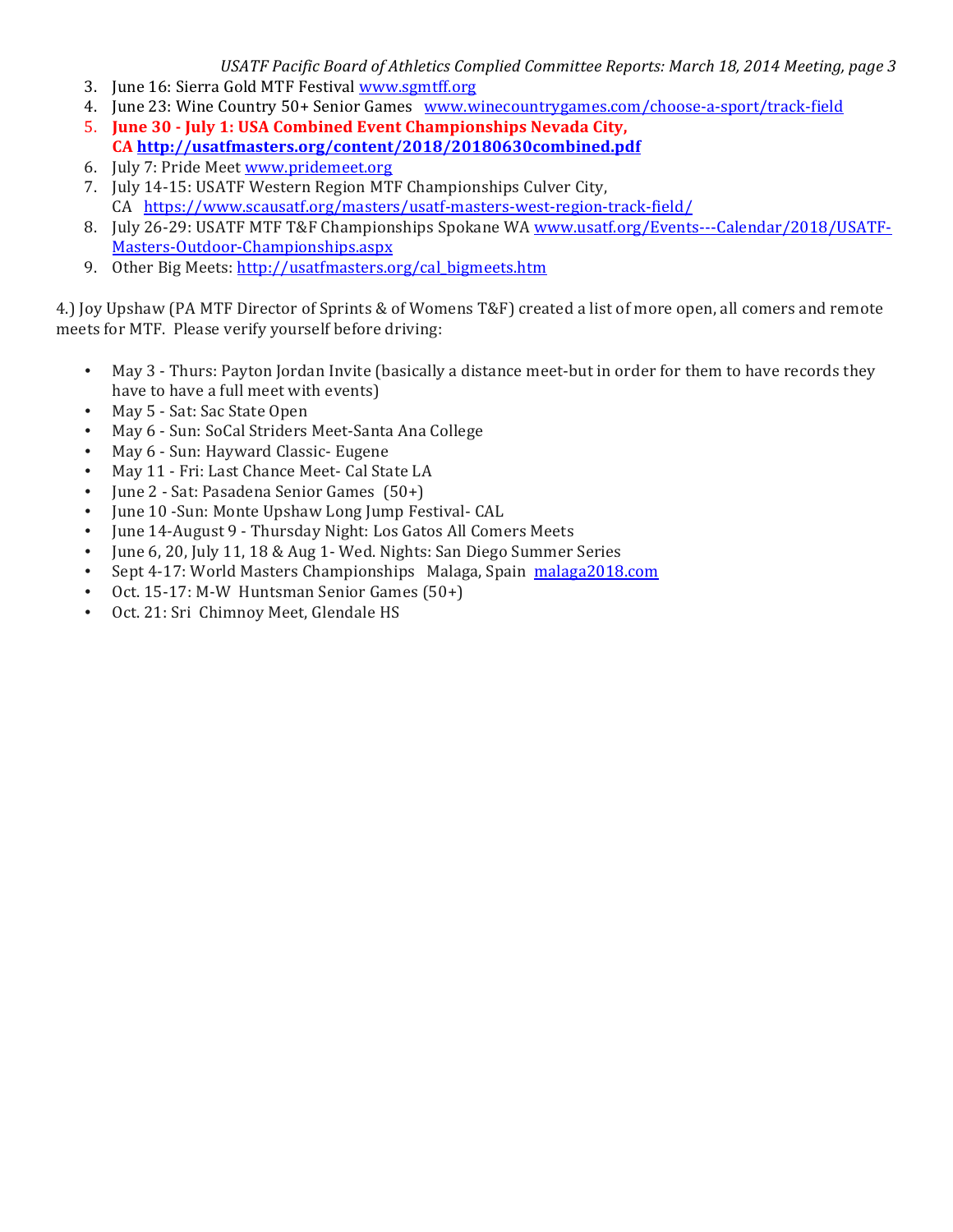3. June 16: Sierra Gold MTF Festival www.sgmtff.org
4. June 23: Wine Country 50+ Senior Games www.winecountrygames.com/choose-a-sport/track-field
5. **June 30 - July 1: USA Combined Event Championships Nevada City, CA http://usatfmasters.org/content/2018/20180630combined.pdf**
6. July 7: Pride Meet www.pridemeet.org
7. July 14-15: USATF Western Region MTF Championships Culver City, CA https://www.scausatf.org/masters/usatf-masters-west-region-track-field/
8. July 26-29: USATF MTF T&F Championships Spokane WA www.usatf.org/Events---Calendar/2018/USATF-Masters-Outdoor-Championships.aspx
9. Other Big Meets: http://usatfmasters.org/cal_bigmeets.htm

4.) Joy Upshaw (PA MTF Director of Sprints & of Womens T&F) created a list of more open, all comers and remote meets for MTF. Please verify yourself before driving:

- May 3 - Thurs: Payton Jordan Invite (basically a distance meet-but in order for them to have records they have to have a full meet with events)
- May 5 - Sat: Sac State Open
- May 6 - Sun: SoCal Striders Meet-Santa Ana College
- May 6 - Sun: Hayward Classic- Eugene
- May 11 - Fri: Last Chance Meet- Cal State LA
- June 2 - Sat: Pasadena Senior Games (50+)
- June 10 -Sun: Monte Upshaw Long Jump Festival- CAL
- June 14-August 9 - Thursday Night: Los Gatos All Comers Meets
- June 6, 20, July 11, 18 & Aug 1- Wed. Nights: San Diego Summer Series
- Sept 4-17: World Masters Championships Malaga, Spain malaga2018.com
- Oct. 15-17: M-W Huntsman Senior Games (50+)
- Oct. 21: Sri Chimnoy Meet, Glendale HS